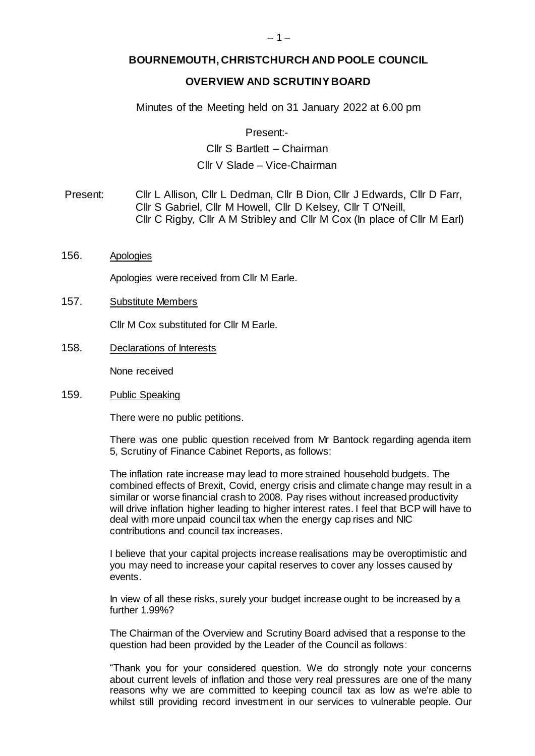# BOURNEMOUTH, CHRISTCHURCH AND POOLE COUNCIL

## OVERVIEW AND SCRUTINY BOARD

Minutes of the Meeting held on 31 January 2022 at 6.00 pm

Present:-

Cllr S Bartlett – Chairman

Cllr V Slade – Vice-Chairman

Present: Cllr L Allison, Cllr L Dedman, Cllr B Dion, Cllr J Edwards, Cllr D Farr, Cllr S Gabriel, Cllr M Howell, Cllr D Kelsey, Cllr T O'Neill, Cllr C Rigby, Cllr A M Stribley and Cllr M Cox (In place of Cllr M Earl)

156. Apologies

Apologies were received from Cllr M Earle.

157. Substitute Members

Cllr M Cox substituted for Cllr M Earle.

158. Declarations of Interests

None received

159. Public Speaking

There were no public petitions.

There was one public question received from Mr Bantock regarding agenda item 5, Scrutiny of Finance Cabinet Reports, as follows:

The inflation rate increase may lead to more strained household budgets. The combined effects of Brexit, Covid, energy crisis and climate change may result in a similar or worse financial crash to 2008. Pay rises without increased productivity will drive inflation higher leading to higher interest rates. I feel that BCP will have to deal with more unpaid council tax when the energy cap rises and NIC contributions and council tax increases.

I believe that your capital projects increase realisations may be overoptimistic and you may need to increase your capital reserves to cover any losses caused by events.

In view of all these risks, surely your budget increase ought to be increased by a further 1.99%?

The Chairman of the Overview and Scrutiny Board advised that a response to the question had been provided by the Leader of the Council as follows:

"Thank you for your considered question. We do strongly note your concerns about current levels of inflation and those very real pressures are one of the many reasons why we are committed to keeping council tax as low as we're able to whilst still providing record investment in our services to vulnerable people. Our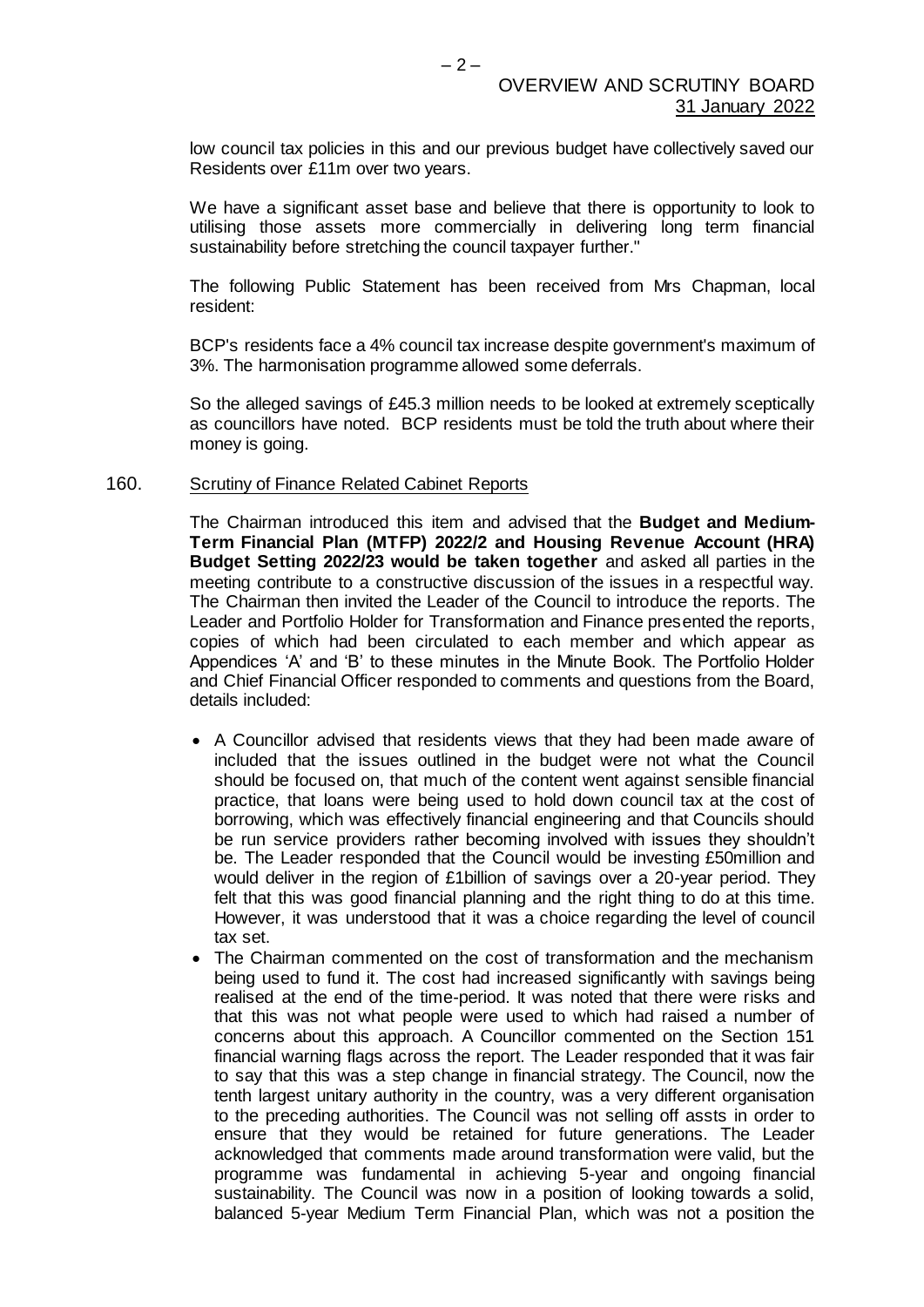low council tax policies in this and our previous budget have collectively saved our Residents over £11m over two years.

We have a significant asset base and believe that there is opportunity to look to utilising those assets more commercially in delivering long term financial sustainability before stretching the council taxpayer further."

The following Public Statement has been received from Mrs Chapman, local resident:

BCP's residents face a 4% council tax increase despite government's maximum of 3%. The harmonisation programme allowed some deferrals.

So the alleged savings of £45.3 million needs to be looked at extremely sceptically as councillors have noted. BCP residents must be told the truth about where their money is going.

160. Scrutiny of Finance Related Cabinet Reports

The Chairman introduced this item and advised that the **Budget and Medium-Term Financial Plan (MTFP) 2022/2 and Housing Revenue Account (HRA) Budget Setting 2022/23 would be taken together** and asked all parties in the meeting contribute to a constructive discussion of the issues in a respectful way. The Chairman then invited the Leader of the Council to introduce the reports. The Leader and Portfolio Holder for Transformation and Finance presented the reports, copies of which had been circulated to each member and which appear as Appendices 'A' and 'B' to these minutes in the Minute Book. The Portfolio Holder and Chief Financial Officer responded to comments and questions from the Board, details included:

- A Councillor advised that residents views that they had been made aware of included that the issues outlined in the budget were not what the Council should be focused on, that much of the content went against sensible financial practice, that loans were being used to hold down council tax at the cost of borrowing, which was effectively financial engineering and that Councils should be run service providers rather becoming involved with issues they shouldn't be. The Leader responded that the Council would be investing £50million and would deliver in the region of £1billion of savings over a 20-year period. They felt that this was good financial planning and the right thing to do at this time. However, it was understood that it was a choice regarding the level of council tax set.
- The Chairman commented on the cost of transformation and the mechanism being used to fund it. The cost had increased significantly with savings being realised at the end of the time-period. It was noted that there were risks and that this was not what people were used to which had raised a number of concerns about this approach. A Councillor commented on the Section 151 financial warning flags across the report. The Leader responded that it was fair to say that this was a step change in financial strategy. The Council, now the tenth largest unitary authority in the country, was a very different organisation to the preceding authorities. The Council was not selling off assts in order to ensure that they would be retained for future generations. The Leader acknowledged that comments made around transformation were valid, but the programme was fundamental in achieving 5-year and ongoing financial sustainability. The Council was now in a position of looking towards a solid, balanced 5-year Medium Term Financial Plan, which was not a position the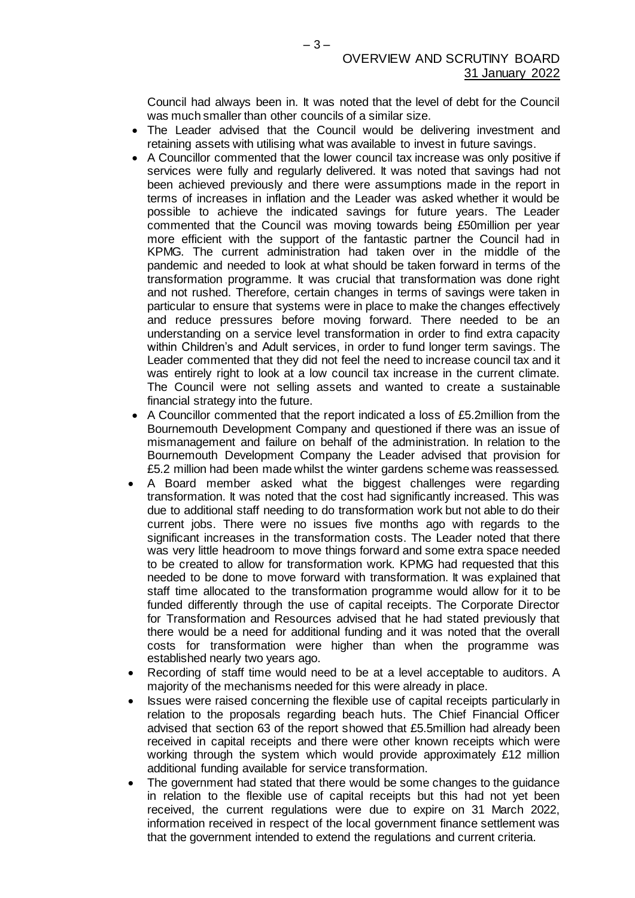Council had always been in. It was noted that the level of debt for the Council was much smaller than other councils of a similar size.

- The Leader advised that the Council would be delivering investment and retaining assets with utilising what was available to invest in future savings.
- A Councillor commented that the lower council tax increase was only positive if services were fully and regularly delivered. It was noted that savings had not been achieved previously and there were assumptions made in the report in terms of increases in inflation and the Leader was asked whether it would be possible to achieve the indicated savings for future years. The Leader commented that the Council was moving towards being £50million per year more efficient with the support of the fantastic partner the Council had in KPMG. The current administration had taken over in the middle of the pandemic and needed to look at what should be taken forward in terms of the transformation programme. It was crucial that transformation was done right and not rushed. Therefore, certain changes in terms of savings were taken in particular to ensure that systems were in place to make the changes effectively and reduce pressures before moving forward. There needed to be an understanding on a service level transformation in order to find extra capacity within Children's and Adult services, in order to fund longer term savings. The Leader commented that they did not feel the need to increase council tax and it was entirely right to look at a low council tax increase in the current climate. The Council were not selling assets and wanted to create a sustainable financial strategy into the future.
- A Councillor commented that the report indicated a loss of £5.2million from the Bournemouth Development Company and questioned if there was an issue of mismanagement and failure on behalf of the administration. In relation to the Bournemouth Development Company the Leader advised that provision for £5.2 million had been made whilst the winter gardens scheme was reassessed.
- A Board member asked what the biggest challenges were regarding transformation. It was noted that the cost had significantly increased. This was due to additional staff needing to do transformation work but not able to do their current jobs. There were no issues five months ago with regards to the significant increases in the transformation costs. The Leader noted that there was very little headroom to move things forward and some extra space needed to be created to allow for transformation work. KPMG had requested that this needed to be done to move forward with transformation. It was explained that staff time allocated to the transformation programme would allow for it to be funded differently through the use of capital receipts. The Corporate Director for Transformation and Resources advised that he had stated previously that there would be a need for additional funding and it was noted that the overall costs for transformation were higher than when the programme was established nearly two years ago.
- Recording of staff time would need to be at a level acceptable to auditors. A majority of the mechanisms needed for this were already in place.
- Issues were raised concerning the flexible use of capital receipts particularly in relation to the proposals regarding beach huts. The Chief Financial Officer advised that section 63 of the report showed that £5.5million had already been received in capital receipts and there were other known receipts which were working through the system which would provide approximately £12 million additional funding available for service transformation.
- The government had stated that there would be some changes to the guidance in relation to the flexible use of capital receipts but this had not yet been received, the current regulations were due to expire on 31 March 2022, information received in respect of the local government finance settlement was that the government intended to extend the regulations and current criteria.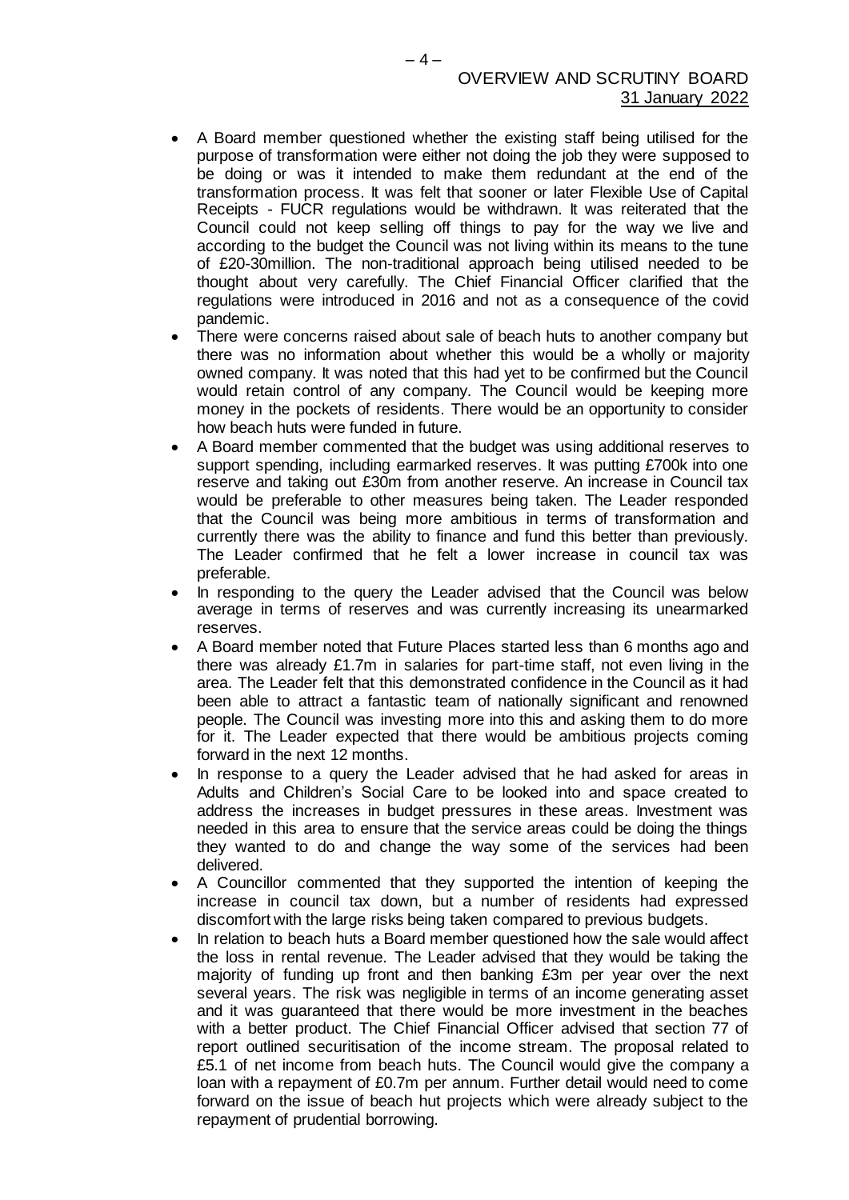- A Board member questioned whether the existing staff being utilised for the purpose of transformation were either not doing the job they were supposed to be doing or was it intended to make them redundant at the end of the transformation process. It was felt that sooner or later Flexible Use of Capital Receipts - FUCR regulations would be withdrawn. It was reiterated that the Council could not keep selling off things to pay for the way we live and according to the budget the Council was not living within its means to the tune of £20-30million. The non-traditional approach being utilised needed to be thought about very carefully. The Chief Financial Officer clarified that the regulations were introduced in 2016 and not as a consequence of the covid pandemic.
- There were concerns raised about sale of beach huts to another company but there was no information about whether this would be a wholly or majority owned company. It was noted that this had yet to be confirmed but the Council would retain control of any company. The Council would be keeping more money in the pockets of residents. There would be an opportunity to consider how beach huts were funded in future.
- A Board member commented that the budget was using additional reserves to support spending, including earmarked reserves. It was putting £700k into one reserve and taking out £30m from another reserve. An increase in Council tax would be preferable to other measures being taken. The Leader responded that the Council was being more ambitious in terms of transformation and currently there was the ability to finance and fund this better than previously. The Leader confirmed that he felt a lower increase in council tax was preferable.
- In responding to the query the Leader advised that the Council was below average in terms of reserves and was currently increasing its unearmarked reserves.
- A Board member noted that Future Places started less than 6 months ago and there was already £1.7m in salaries for part-time staff, not even living in the area. The Leader felt that this demonstrated confidence in the Council as it had been able to attract a fantastic team of nationally significant and renowned people. The Council was investing more into this and asking them to do more for it. The Leader expected that there would be ambitious projects coming forward in the next 12 months.
- In response to a query the Leader advised that he had asked for areas in Adults and Children's Social Care to be looked into and space created to address the increases in budget pressures in these areas. Investment was needed in this area to ensure that the service areas could be doing the things they wanted to do and change the way some of the services had been delivered.
- A Councillor commented that they supported the intention of keeping the increase in council tax down, but a number of residents had expressed discomfort with the large risks being taken compared to previous budgets.
- In relation to beach huts a Board member questioned how the sale would affect the loss in rental revenue. The Leader advised that they would be taking the majority of funding up front and then banking £3m per year over the next several years. The risk was negligible in terms of an income generating asset and it was guaranteed that there would be more investment in the beaches with a better product. The Chief Financial Officer advised that section 77 of report outlined securitisation of the income stream. The proposal related to £5.1 of net income from beach huts. The Council would give the company a loan with a repayment of £0.7m per annum. Further detail would need to come forward on the issue of beach hut projects which were already subject to the repayment of prudential borrowing.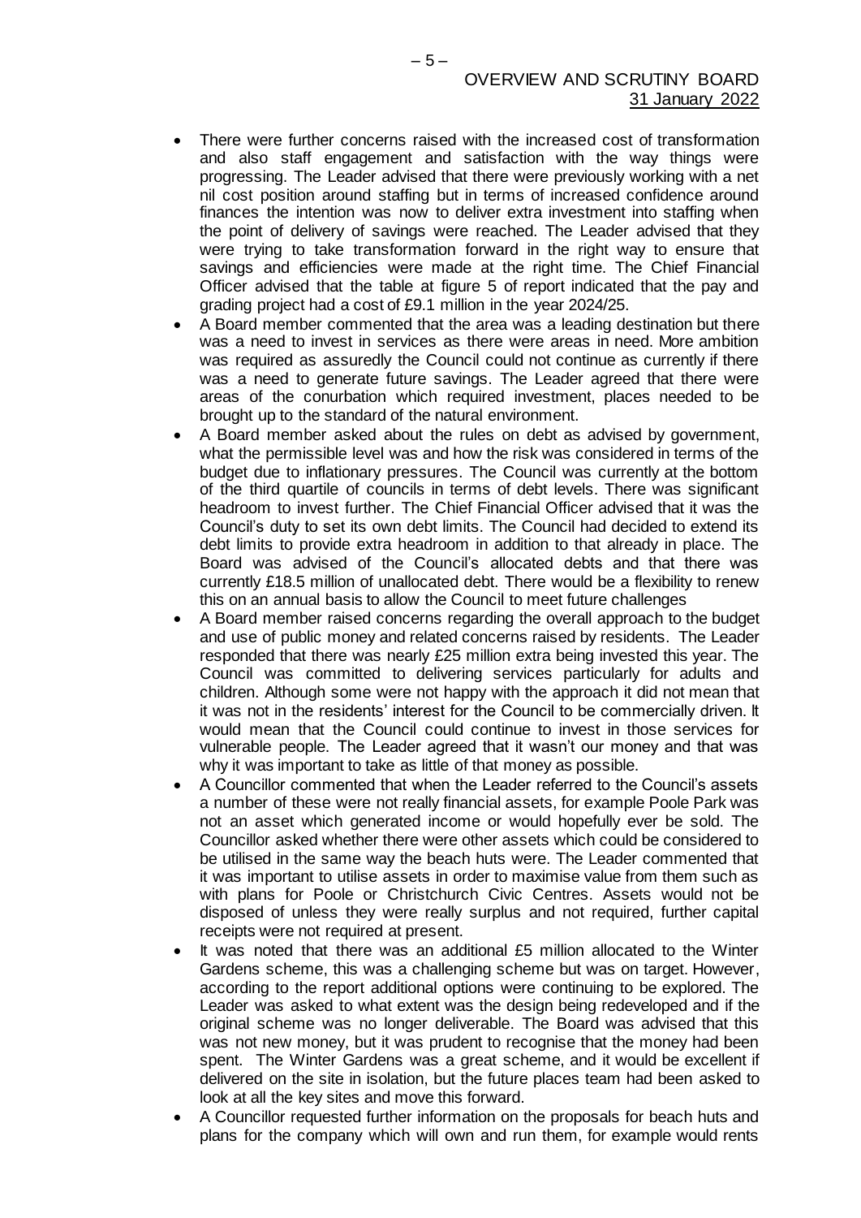- There were further concerns raised with the increased cost of transformation and also staff engagement and satisfaction with the way things were progressing. The Leader advised that there were previously working with a net nil cost position around staffing but in terms of increased confidence around finances the intention was now to deliver extra investment into staffing when the point of delivery of savings were reached. The Leader advised that they were trying to take transformation forward in the right way to ensure that savings and efficiencies were made at the right time. The Chief Financial Officer advised that the table at figure 5 of report indicated that the pay and grading project had a cost of £9.1 million in the year 2024/25.
- A Board member commented that the area was a leading destination but there was a need to invest in services as there were areas in need. More ambition was required as assuredly the Council could not continue as currently if there was a need to generate future savings. The Leader agreed that there were areas of the conurbation which required investment, places needed to be brought up to the standard of the natural environment.
- A Board member asked about the rules on debt as advised by government, what the permissible level was and how the risk was considered in terms of the budget due to inflationary pressures. The Council was currently at the bottom of the third quartile of councils in terms of debt levels. There was significant headroom to invest further. The Chief Financial Officer advised that it was the Council's duty to set its own debt limits. The Council had decided to extend its debt limits to provide extra headroom in addition to that already in place. The Board was advised of the Council's allocated debts and that there was currently £18.5 million of unallocated debt. There would be a flexibility to renew this on an annual basis to allow the Council to meet future challenges
- A Board member raised concerns regarding the overall approach to the budget and use of public money and related concerns raised by residents. The Leader responded that there was nearly £25 million extra being invested this year. The Council was committed to delivering services particularly for adults and children. Although some were not happy with the approach it did not mean that it was not in the residents' interest for the Council to be commercially driven. It would mean that the Council could continue to invest in those services for vulnerable people. The Leader agreed that it wasn't our money and that was why it was important to take as little of that money as possible.
- A Councillor commented that when the Leader referred to the Council's assets a number of these were not really financial assets, for example Poole Park was not an asset which generated income or would hopefully ever be sold. The Councillor asked whether there were other assets which could be considered to be utilised in the same way the beach huts were. The Leader commented that it was important to utilise assets in order to maximise value from them such as with plans for Poole or Christchurch Civic Centres. Assets would not be disposed of unless they were really surplus and not required, further capital receipts were not required at present.
- It was noted that there was an additional £5 million allocated to the Winter Gardens scheme, this was a challenging scheme but was on target. However, according to the report additional options were continuing to be explored. The Leader was asked to what extent was the design being redeveloped and if the original scheme was no longer deliverable. The Board was advised that this was not new money, but it was prudent to recognise that the money had been spent. The Winter Gardens was a great scheme, and it would be excellent if delivered on the site in isolation, but the future places team had been asked to look at all the key sites and move this forward.
- A Councillor requested further information on the proposals for beach huts and plans for the company which will own and run them, for example would rents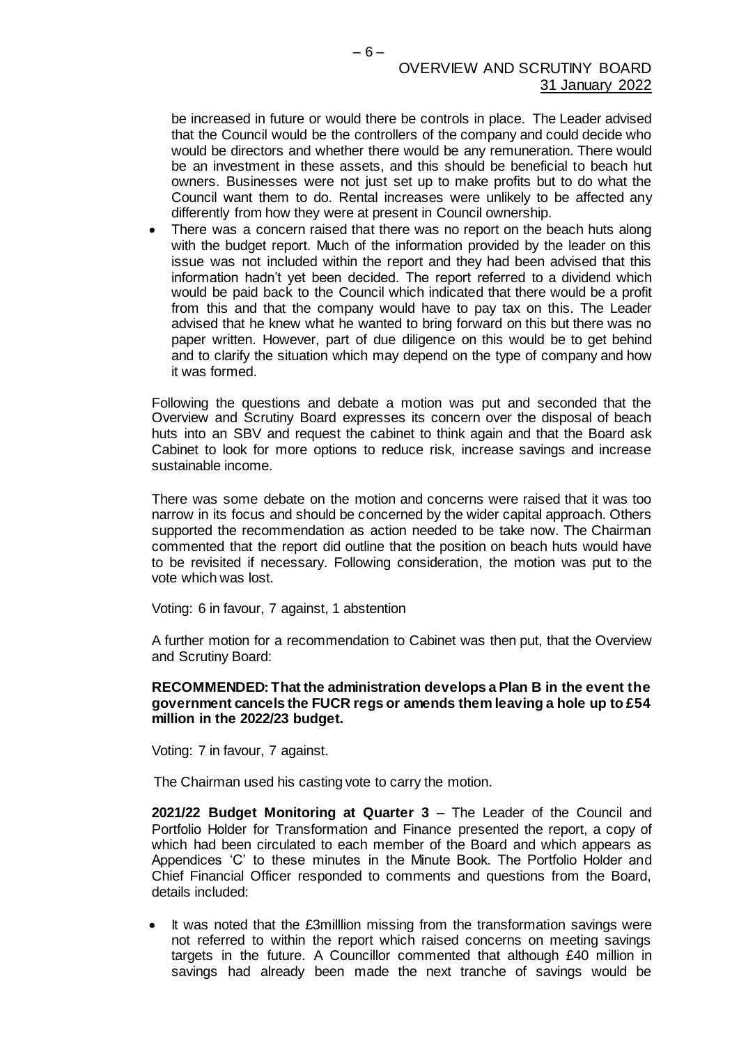be increased in future or would there be controls in place. The Leader advised that the Council would be the controllers of the company and could decide who would be directors and whether there would be any remuneration. There would be an investment in these assets, and this should be beneficial to beach hut owners. Businesses were not just set up to make profits but to do what the Council want them to do. Rental increases were unlikely to be affected any differently from how they were at present in Council ownership.

- There was a concern raised that there was no report on the beach huts along with the budget report. Much of the information provided by the leader on this issue was not included within the report and they had been advised that this information hadn't yet been decided. The report referred to a dividend which would be paid back to the Council which indicated that there would be a profit from this and that the company would have to pay tax on this. The Leader advised that he knew what he wanted to bring forward on this but there was no paper written. However, part of due diligence on this would be to get behind and to clarify the situation which may depend on the type of company and how it was formed.

Following the questions and debate a motion was put and seconded that the Overview and Scrutiny Board expresses its concern over the disposal of beach huts into an SBV and request the cabinet to think again and that the Board ask Cabinet to look for more options to reduce risk, increase savings and increase sustainable income.

There was some debate on the motion and concerns were raised that it was too narrow in its focus and should be concerned by the wider capital approach. Others supported the recommendation as action needed to be take now. The Chairman commented that the report did outline that the position on beach huts would have to be revisited if necessary. Following consideration, the motion was put to the vote which was lost.

Voting: 6 in favour, 7 against, 1 abstention

A further motion for a recommendation to Cabinet was then put, that the Overview and Scrutiny Board:

**RECOMMENDED: That the administration develops a Plan B in the event the government cancels the FUCR regs or amends them leaving a hole up to £54 million in the 2022/23 budget.**

Voting: 7 in favour, 7 against.

The Chairman used his casting vote to carry the motion.

**2021/22 Budget Monitoring at Quarter 3** – The Leader of the Council and Portfolio Holder for Transformation and Finance presented the report, a copy of which had been circulated to each member of the Board and which appears as Appendices 'C' to these minutes in the Minute Book. The Portfolio Holder and Chief Financial Officer responded to comments and questions from the Board, details included:

- It was noted that the £3milllion missing from the transformation savings were not referred to within the report which raised concerns on meeting savings targets in the future. A Councillor commented that although £40 million in savings had already been made the next tranche of savings would be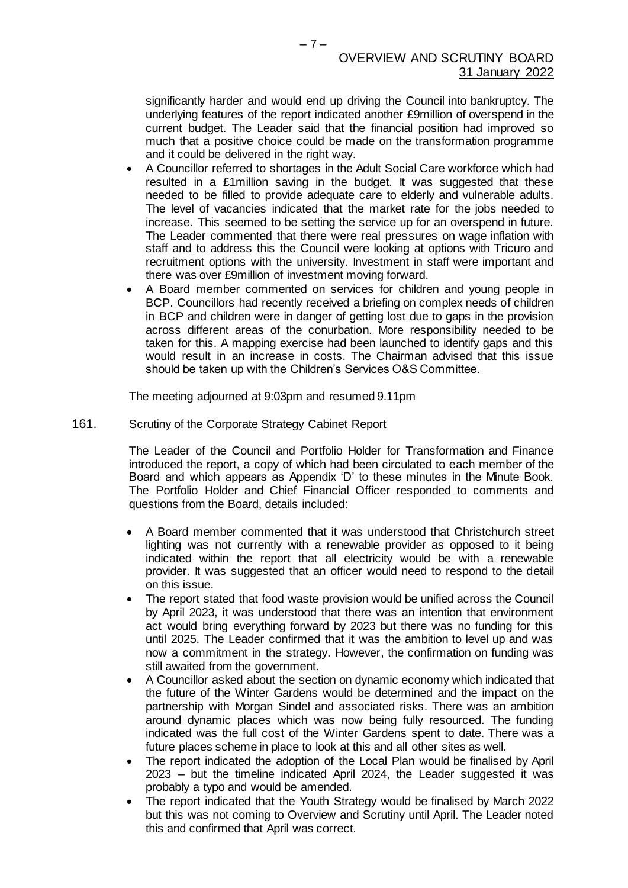significantly harder and would end up driving the Council into bankruptcy. The underlying features of the report indicated another £9million of overspend in the current budget. The Leader said that the financial position had improved so much that a positive choice could be made on the transformation programme and it could be delivered in the right way.

- A Councillor referred to shortages in the Adult Social Care workforce which had resulted in a £1million saving in the budget. It was suggested that these needed to be filled to provide adequate care to elderly and vulnerable adults. The level of vacancies indicated that the market rate for the jobs needed to increase. This seemed to be setting the service up for an overspend in future. The Leader commented that there were real pressures on wage inflation with staff and to address this the Council were looking at options with Tricuro and recruitment options with the university. Investment in staff were important and there was over £9million of investment moving forward.
- A Board member commented on services for children and young people in BCP. Councillors had recently received a briefing on complex needs of children in BCP and children were in danger of getting lost due to gaps in the provision across different areas of the conurbation. More responsibility needed to be taken for this. A mapping exercise had been launched to identify gaps and this would result in an increase in costs. The Chairman advised that this issue should be taken up with the Children's Services O&S Committee.

The meeting adjourned at 9:03pm and resumed 9.11pm

## 161. Scrutiny of the Corporate Strategy Cabinet Report

The Leader of the Council and Portfolio Holder for Transformation and Finance introduced the report, a copy of which had been circulated to each member of the Board and which appears as Appendix 'D' to these minutes in the Minute Book. The Portfolio Holder and Chief Financial Officer responded to comments and questions from the Board, details included:

- A Board member commented that it was understood that Christchurch street lighting was not currently with a renewable provider as opposed to it being indicated within the report that all electricity would be with a renewable provider. It was suggested that an officer would need to respond to the detail on this issue.
- The report stated that food waste provision would be unified across the Council by April 2023, it was understood that there was an intention that environment act would bring everything forward by 2023 but there was no funding for this until 2025. The Leader confirmed that it was the ambition to level up and was now a commitment in the strategy. However, the confirmation on funding was still awaited from the government.
- A Councillor asked about the section on dynamic economy which indicated that the future of the Winter Gardens would be determined and the impact on the partnership with Morgan Sindel and associated risks. There was an ambition around dynamic places which was now being fully resourced. The funding indicated was the full cost of the Winter Gardens spent to date. There was a future places scheme in place to look at this and all other sites as well.
- The report indicated the adoption of the Local Plan would be finalised by April 2023 – but the timeline indicated April 2024, the Leader suggested it was probably a typo and would be amended.
- The report indicated that the Youth Strategy would be finalised by March 2022 but this was not coming to Overview and Scrutiny until April. The Leader noted this and confirmed that April was correct.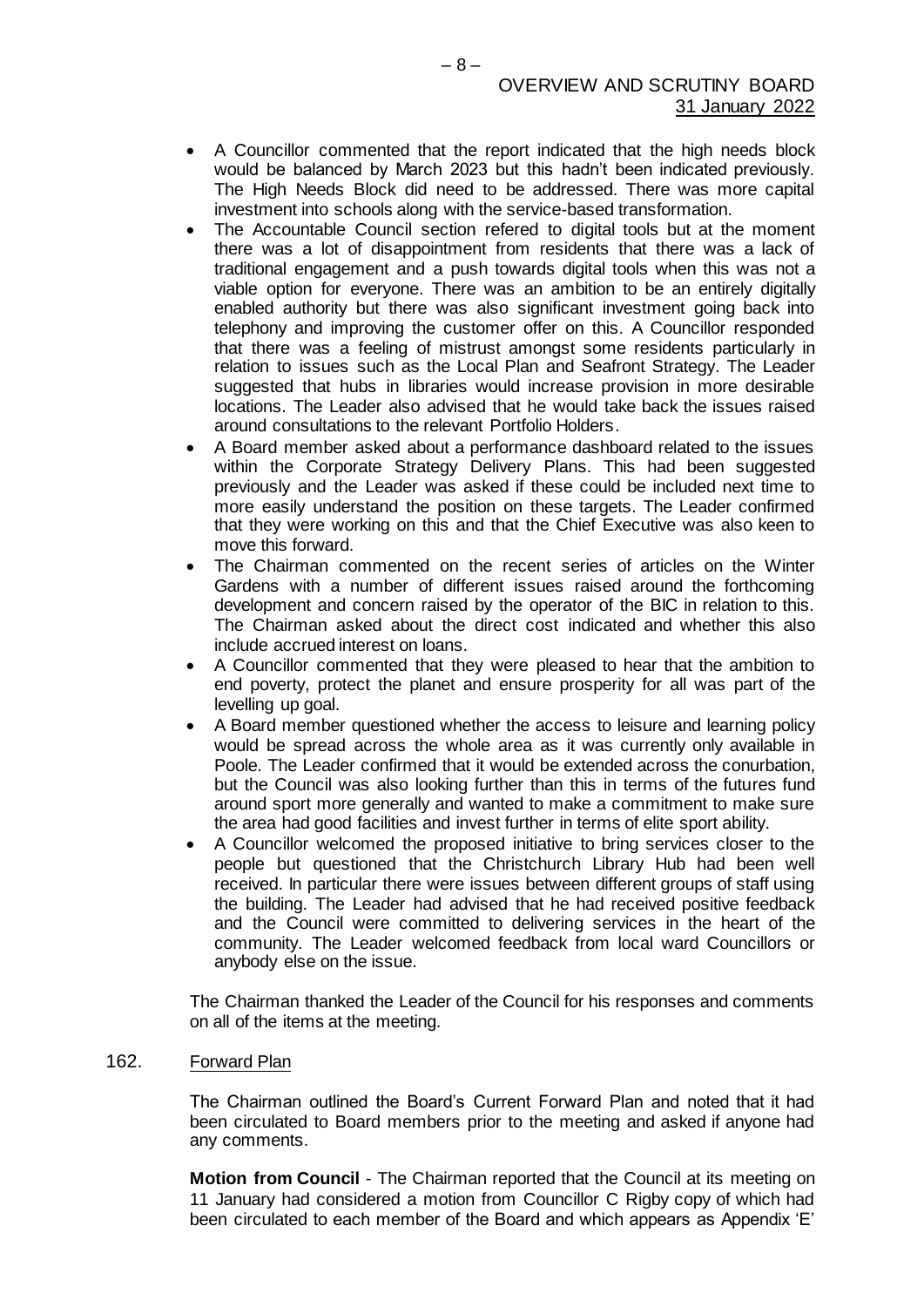- A Councillor commented that the report indicated that the high needs block would be balanced by March 2023 but this hadn't been indicated previously. The High Needs Block did need to be addressed. There was more capital investment into schools along with the service-based transformation.
- The Accountable Council section refered to digital tools but at the moment there was a lot of disappointment from residents that there was a lack of traditional engagement and a push towards digital tools when this was not a viable option for everyone. There was an ambition to be an entirely digitally enabled authority but there was also significant investment going back into telephony and improving the customer offer on this. A Councillor responded that there was a feeling of mistrust amongst some residents particularly in relation to issues such as the Local Plan and Seafront Strategy. The Leader suggested that hubs in libraries would increase provision in more desirable locations. The Leader also advised that he would take back the issues raised around consultations to the relevant Portfolio Holders.
- A Board member asked about a performance dashboard related to the issues within the Corporate Strategy Delivery Plans. This had been suggested previously and the Leader was asked if these could be included next time to more easily understand the position on these targets. The Leader confirmed that they were working on this and that the Chief Executive was also keen to move this forward.
- The Chairman commented on the recent series of articles on the Winter Gardens with a number of different issues raised around the forthcoming development and concern raised by the operator of the BIC in relation to this. The Chairman asked about the direct cost indicated and whether this also include accrued interest on loans.
- A Councillor commented that they were pleased to hear that the ambition to end poverty, protect the planet and ensure prosperity for all was part of the levelling up goal.
- A Board member questioned whether the access to leisure and learning policy would be spread across the whole area as it was currently only available in Poole. The Leader confirmed that it would be extended across the conurbation, but the Council was also looking further than this in terms of the futures fund around sport more generally and wanted to make a commitment to make sure the area had good facilities and invest further in terms of elite sport ability.
- A Councillor welcomed the proposed initiative to bring services closer to the people but questioned that the Christchurch Library Hub had been well received. In particular there were issues between different groups of staff using the building. The Leader had advised that he had received positive feedback and the Council were committed to delivering services in the heart of the community. The Leader welcomed feedback from local ward Councillors or anybody else on the issue.

The Chairman thanked the Leader of the Council for his responses and comments on all of the items at the meeting.

162. Forward Plan

The Chairman outlined the Board's Current Forward Plan and noted that it had been circulated to Board members prior to the meeting and asked if anyone had any comments.

**Motion from Council** - The Chairman reported that the Council at its meeting on 11 January had considered a motion from Councillor C Rigby copy of which had been circulated to each member of the Board and which appears as Appendix 'E'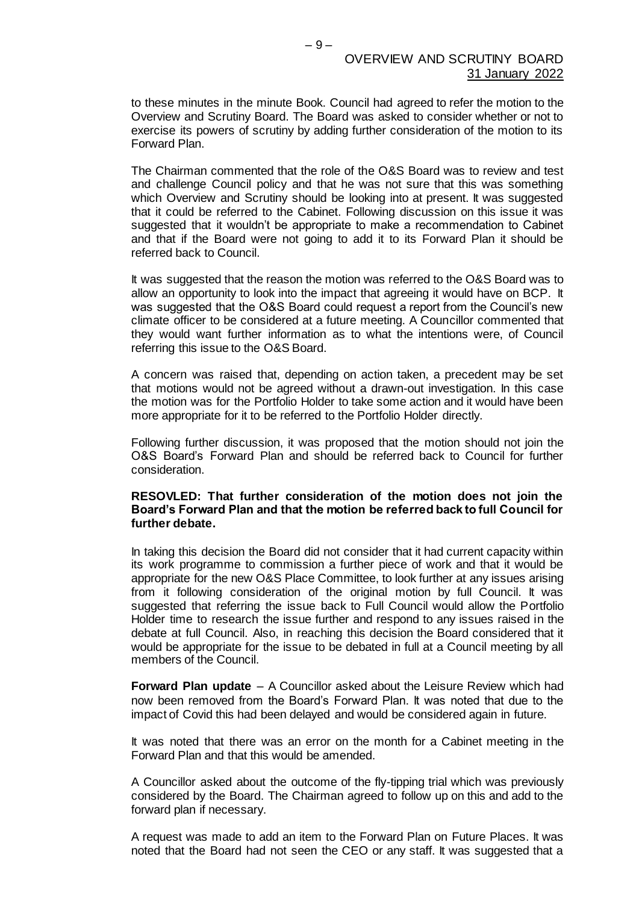to these minutes in the minute Book. Council had agreed to refer the motion to the Overview and Scrutiny Board. The Board was asked to consider whether or not to exercise its powers of scrutiny by adding further consideration of the motion to its Forward Plan.

The Chairman commented that the role of the O&S Board was to review and test and challenge Council policy and that he was not sure that this was something which Overview and Scrutiny should be looking into at present. It was suggested that it could be referred to the Cabinet. Following discussion on this issue it was suggested that it wouldn't be appropriate to make a recommendation to Cabinet and that if the Board were not going to add it to its Forward Plan it should be referred back to Council.

It was suggested that the reason the motion was referred to the O&S Board was to allow an opportunity to look into the impact that agreeing it would have on BCP. It was suggested that the O&S Board could request a report from the Council's new climate officer to be considered at a future meeting. A Councillor commented that they would want further information as to what the intentions were, of Council referring this issue to the O&S Board.

A concern was raised that, depending on action taken, a precedent may be set that motions would not be agreed without a drawn-out investigation. In this case the motion was for the Portfolio Holder to take some action and it would have been more appropriate for it to be referred to the Portfolio Holder directly.

Following further discussion, it was proposed that the motion should not join the O&S Board's Forward Plan and should be referred back to Council for further consideration.

**RESOVLED: That further consideration of the motion does not join the Board's Forward Plan and that the motion be referred back to full Council for further debate.**

In taking this decision the Board did not consider that it had current capacity within its work programme to commission a further piece of work and that it would be appropriate for the new O&S Place Committee, to look further at any issues arising from it following consideration of the original motion by full Council. It was suggested that referring the issue back to Full Council would allow the Portfolio Holder time to research the issue further and respond to any issues raised in the debate at full Council. Also, in reaching this decision the Board considered that it would be appropriate for the issue to be debated in full at a Council meeting by all members of the Council.

**Forward Plan update** – A Councillor asked about the Leisure Review which had now been removed from the Board's Forward Plan. It was noted that due to the impact of Covid this had been delayed and would be considered again in future.

It was noted that there was an error on the month for a Cabinet meeting in the Forward Plan and that this would be amended.

A Councillor asked about the outcome of the fly-tipping trial which was previously considered by the Board. The Chairman agreed to follow up on this and add to the forward plan if necessary.

A request was made to add an item to the Forward Plan on Future Places. It was noted that the Board had not seen the CEO or any staff. It was suggested that a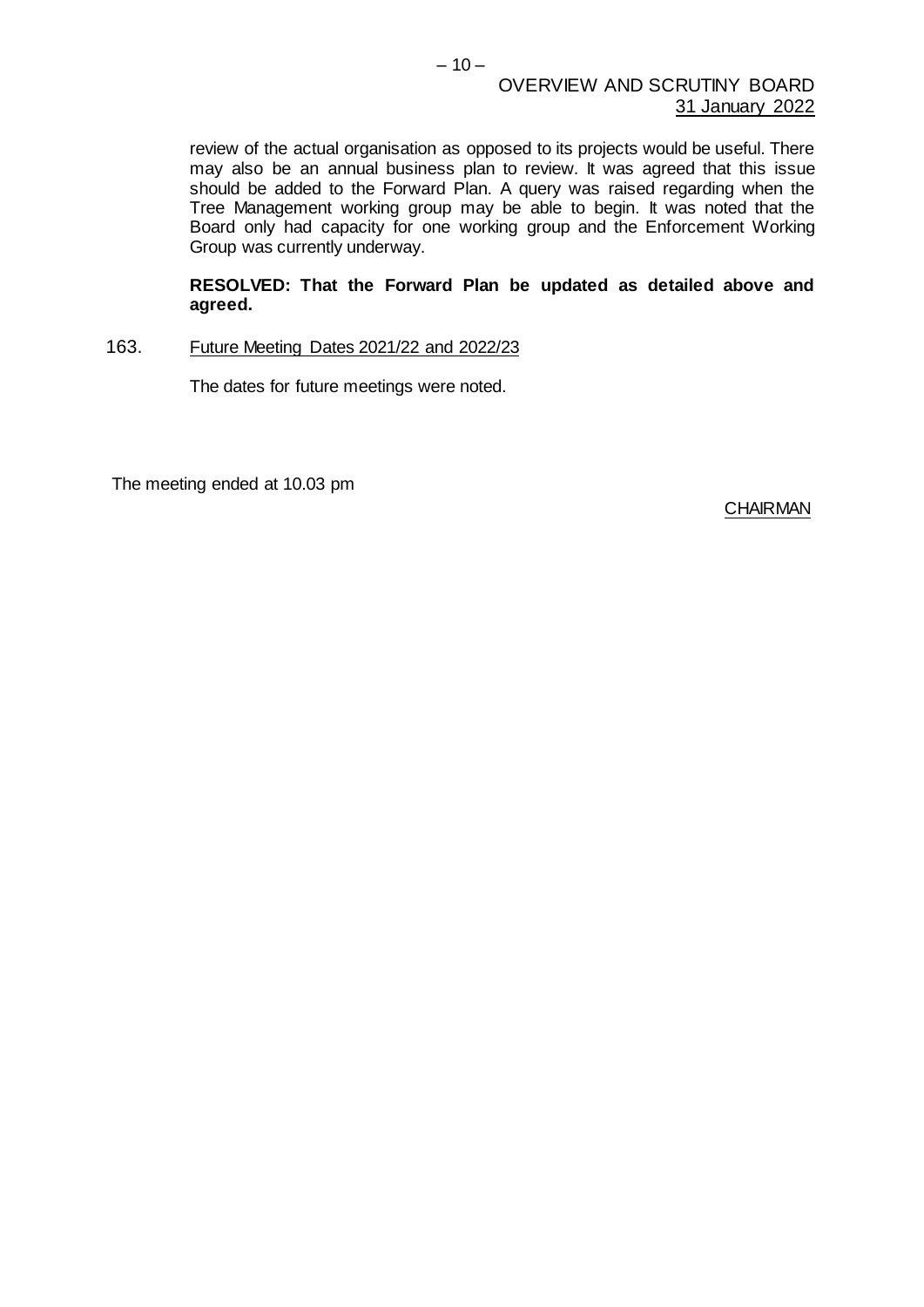review of the actual organisation as opposed to its projects would be useful. There may also be an annual business plan to review. It was agreed that this issue should be added to the Forward Plan. A query was raised regarding when the Tree Management working group may be able to begin. It was noted that the Board only had capacity for one working group and the Enforcement Working Group was currently underway.

**RESOLVED: That the Forward Plan be updated as detailed above and agreed.**

163. Future Meeting Dates 2021/22 and 2022/23

The dates for future meetings were noted.

The meeting ended at 10.03 pm

CHAIRMAN